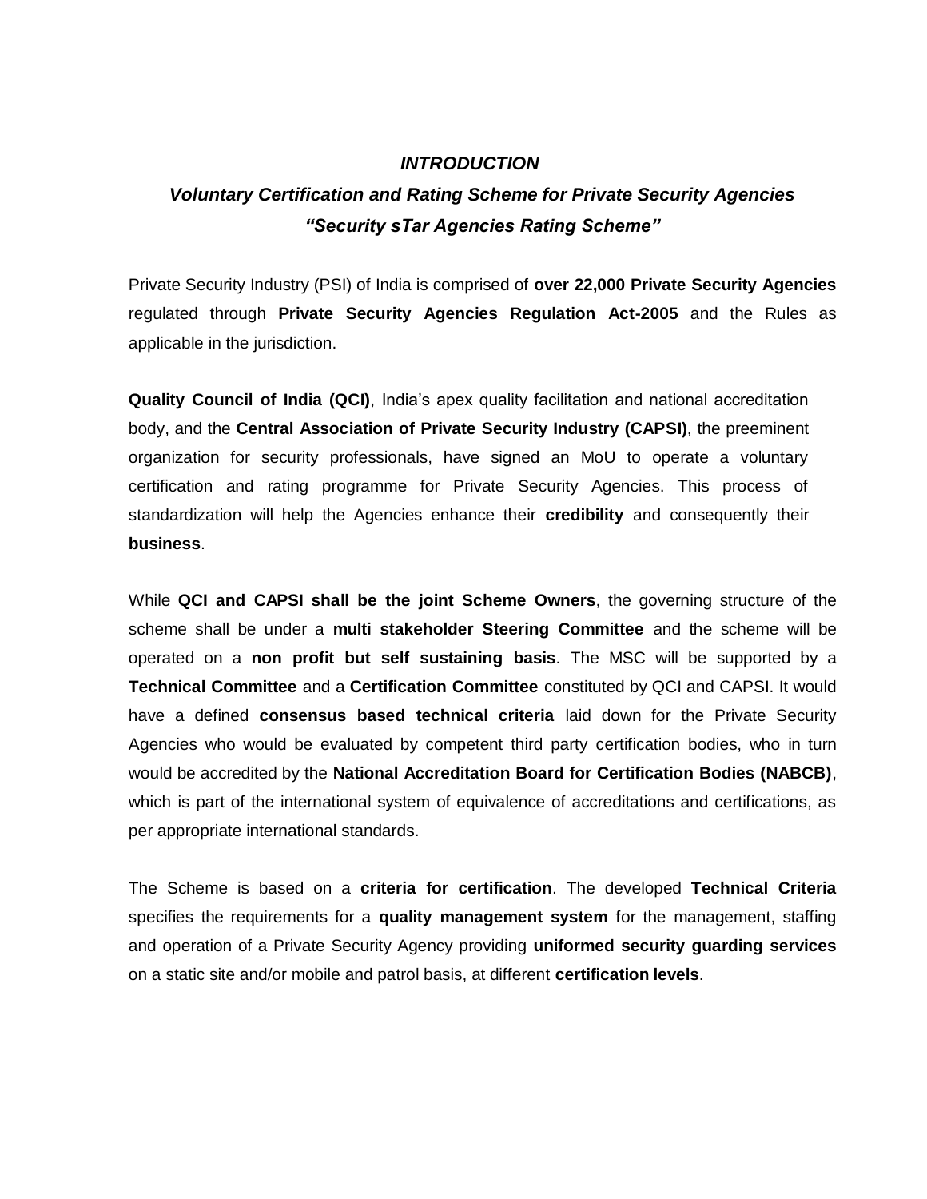# *INTRODUCTION*

## *Voluntary Certification and Rating Scheme for Private Security Agencies*
## *"Security sTar Agencies Rating Scheme"*

Private Security Industry (PSI) of India is comprised of **over 22,000 Private Security Agencies** regulated through **Private Security Agencies Regulation Act-2005** and the Rules as applicable in the jurisdiction.

**Quality Council of India (QCI)**, India's apex quality facilitation and national accreditation body, and the **Central Association of Private Security Industry (CAPSI)**, the preeminent organization for security professionals, have signed an MoU to operate a voluntary certification and rating programme for Private Security Agencies. This process of standardization will help the Agencies enhance their **credibility** and consequently their **business**.

While **QCI and CAPSI shall be the joint Scheme Owners**, the governing structure of the scheme shall be under a **multi stakeholder Steering Committee** and the scheme will be operated on a **non profit but self sustaining basis**. The MSC will be supported by a **Technical Committee** and a **Certification Committee** constituted by QCI and CAPSI. It would have a defined **consensus based technical criteria** laid down for the Private Security Agencies who would be evaluated by competent third party certification bodies, who in turn would be accredited by the **National Accreditation Board for Certification Bodies (NABCB)**, which is part of the international system of equivalence of accreditations and certifications, as per appropriate international standards.

The Scheme is based on a **criteria for certification**. The developed **Technical Criteria** specifies the requirements for a **quality management system** for the management, staffing and operation of a Private Security Agency providing **uniformed security guarding services** on a static site and/or mobile and patrol basis, at different **certification levels**.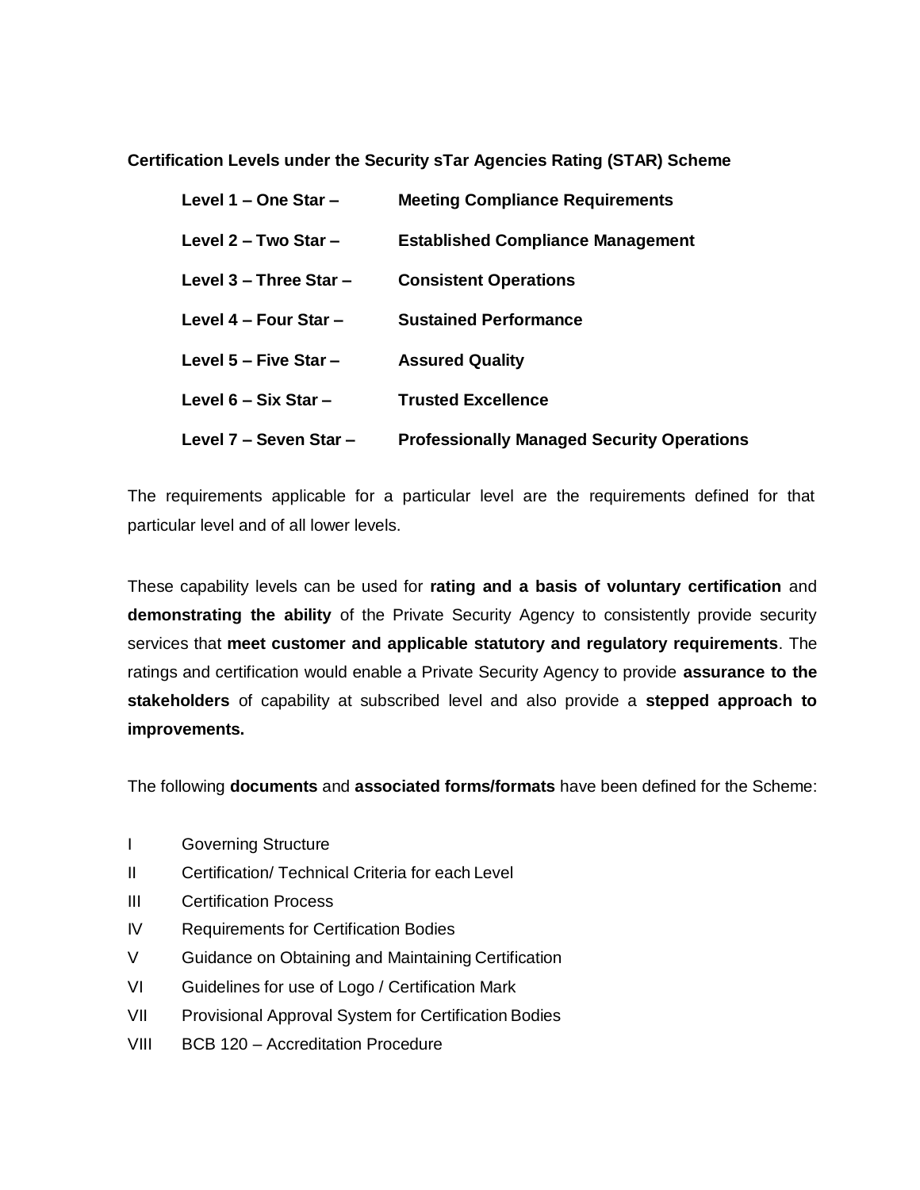**Certification Levels under the Security sTar Agencies Rating (STAR) Scheme**

| | |
|---|---|
| **Level 1 – One Star –** | **Meeting Compliance Requirements** |
| **Level 2 – Two Star –** | **Established Compliance Management** |
| **Level 3 – Three Star –** | **Consistent Operations** |
| **Level 4 – Four Star –** | **Sustained Performance** |
| **Level 5 – Five Star –** | **Assured Quality** |
| **Level 6 – Six Star –** | **Trusted Excellence** |
| **Level 7 – Seven Star –** | **Professionally Managed Security Operations** |

The requirements applicable for a particular level are the requirements defined for that particular level and of all lower levels.

These capability levels can be used for **rating and a basis of voluntary certification** and **demonstrating the ability** of the Private Security Agency to consistently provide security services that **meet customer and applicable statutory and regulatory requirements**. The ratings and certification would enable a Private Security Agency to provide **assurance to the stakeholders** of capability at subscribed level and also provide a **stepped approach to improvements.**

The following **documents** and **associated forms/formats** have been defined for the Scheme:

- I Governing Structure
- II Certification/ Technical Criteria for each Level
- III Certification Process
- IV Requirements for Certification Bodies
- V Guidance on Obtaining and Maintaining Certification
- VI Guidelines for use of Logo / Certification Mark
- VII Provisional Approval System for Certification Bodies
- VIII BCB 120 – Accreditation Procedure